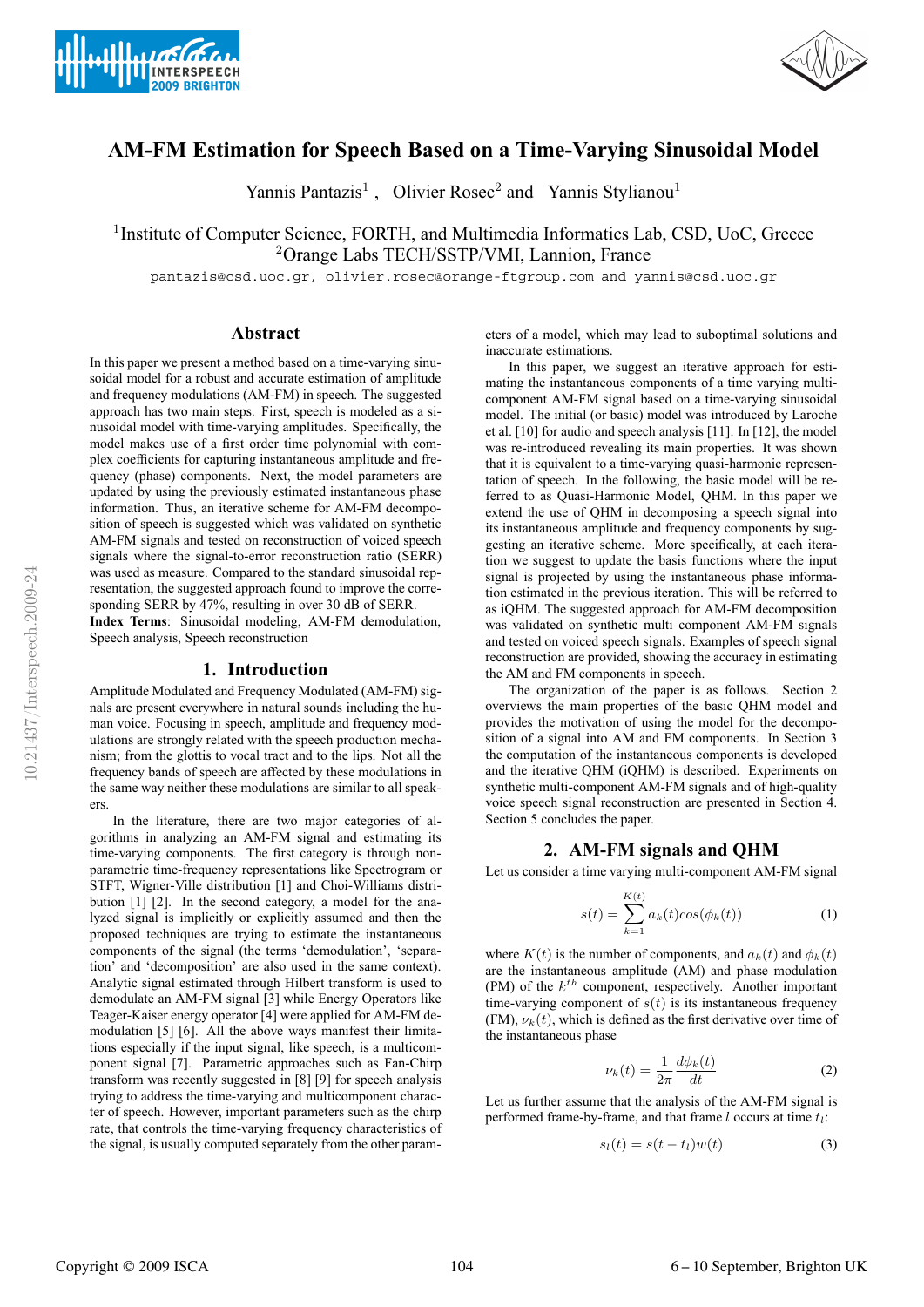# AM-FM Estimation for Speech Based on a Time-Varying Sinusoidal Model

Yannis Pantazis[1], Olivier Rosec[2] and Yannis Stylianou[1]

[1]Institute of Computer Science, FORTH, and Multimedia Informatics Lab, CSD, UoC, Greece
[2]Orange Labs TECH/SSTP/VMI, Lannion, France

pantazis@csd.uoc.gr, olivier.rosec@orange-ftgroup.com and yannis@csd.uoc.gr

## Abstract

In this paper we present a method based on a time-varying sinusoidal model for a robust and accurate estimation of amplitude and frequency modulations (AM-FM) in speech. The suggested approach has two main steps. First, speech is modeled as a sinusoidal model with time-varying amplitudes. Specifically, the model makes use of a first order time polynomial with complex coefficients for capturing instantaneous amplitude and frequency (phase) components. Next, the model parameters are updated by using the previously estimated instantaneous phase information. Thus, an iterative scheme for AM-FM decomposition of speech is suggested which was validated on synthetic AM-FM signals and tested on reconstruction of voiced speech signals where the signal-to-error reconstruction ratio (SERR) was used as measure. Compared to the standard sinusoidal representation, the suggested approach found to improve the corresponding SERR by 47%, resulting in over 30 dB of SERR.

**Index Terms**: Sinusoidal modeling, AM-FM demodulation, Speech analysis, Speech reconstruction

## 1. Introduction

Amplitude Modulated and Frequency Modulated (AM-FM) signals are present everywhere in natural sounds including the human voice. Focusing in speech, amplitude and frequency modulations are strongly related with the speech production mechanism; from the glottis to vocal tract and to the lips. Not all the frequency bands of speech are affected by these modulations in the same way neither these modulations are similar to all speakers.

In the literature, there are two major categories of algorithms in analyzing an AM-FM signal and estimating its time-varying components. The first category is through non-parametric time-frequency representations like Spectrogram or STFT, Wigner-Ville distribution [1] and Choi-Williams distribution [1] [2]. In the second category, a model for the analyzed signal is implicitly or explicitly assumed and then the proposed techniques are trying to estimate the instantaneous components of the signal (the terms 'demodulation', 'separation' and 'decomposition' are also used in the same context). Analytic signal estimated through Hilbert transform is used to demodulate an AM-FM signal [3] while Energy Operators like Teager-Kaiser energy operator [4] were applied for AM-FM demodulation [5] [6]. All the above ways manifest their limitations especially if the input signal, like speech, is a multicomponent signal [7]. Parametric approaches such as Fan-Chirp transform was recently suggested in [8] [9] for speech analysis trying to address the time-varying and multicomponent character of speech. However, important parameters such as the chirp rate, that controls the time-varying frequency characteristics of the signal, is usually computed separately from the other parameters of a model, which may lead to suboptimal solutions and inaccurate estimations.

In this paper, we suggest an iterative approach for estimating the instantaneous components of a time varying multicomponent AM-FM signal based on a time-varying sinusoidal model. The initial (or basic) model was introduced by Laroche et al. [10] for audio and speech analysis [11]. In [12], the model was re-introduced revealing its main properties. It was shown that it is equivalent to a time-varying quasi-harmonic representation of speech. In the following, the basic model will be referred to as Quasi-Harmonic Model, QHM. In this paper we extend the use of QHM in decomposing a speech signal into its instantaneous amplitude and frequency components by suggesting an iterative scheme. More specifically, at each iteration we suggest to update the basis functions where the input signal is projected by using the instantaneous phase information estimated in the previous iteration. This will be referred to as iQHM. The suggested approach for AM-FM decomposition was validated on synthetic multi component AM-FM signals and tested on voiced speech signals. Examples of speech signal reconstruction are provided, showing the accuracy in estimating the AM and FM components in speech.

The organization of the paper is as follows. Section 2 overviews the main properties of the basic QHM model and provides the motivation of using the model for the decomposition of a signal into AM and FM components. In Section 3 the computation of the instantaneous components is developed and the iterative QHM (iQHM) is described. Experiments on synthetic multi-component AM-FM signals and of high-quality voice speech signal reconstruction are presented in Section 4. Section 5 concludes the paper.

## 2. AM-FM signals and QHM

Let us consider a time varying multi-component AM-FM signal

$$s(t) = \sum_{k=1}^{K(t)} a_k(t) cos(\phi_k(t)) \tag{1}$$

where $K(t)$ is the number of components, and $a_k(t)$ and $\phi_k(t)$ are the instantaneous amplitude (AM) and phase modulation (PM) of the $k^{th}$ component, respectively. Another important time-varying component of $s(t)$ is its instantaneous frequency (FM), $\nu_k(t)$, which is defined as the first derivative over time of the instantaneous phase

$$\nu_k(t) = \frac{1}{2\pi} \frac{d\phi_k(t)}{dt} \tag{2}$$

Let us further assume that the analysis of the AM-FM signal is performed frame-by-frame, and that frame $l$ occurs at time $t_l$:

$$s_l(t) = s(t - t_l)w(t) \tag{3}$$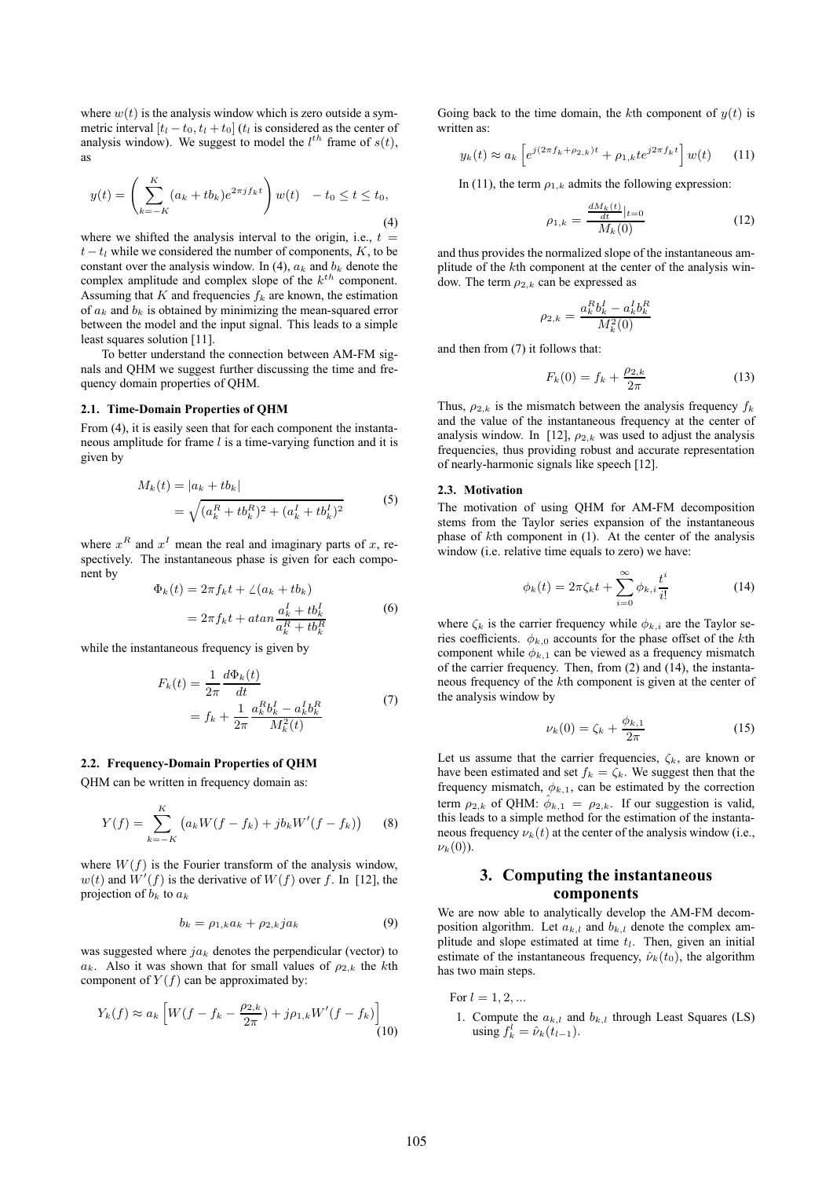where $w(t)$ is the analysis window which is zero outside a symmetric interval $[t_l - t_0, t_l + t_0]$ ($t_l$ is considered as the center of analysis window). We suggest to model the $l^{th}$ frame of $s(t)$, as

$$y(t) = \left( \sum_{k=-K}^{K} (a_k + t b_k) e^{2\pi j f_k t} \right) w(t) \quad -t_0 \leq t \leq t_0, \tag{4}$$

where we shifted the analysis interval to the origin, i.e., $t = t - t_l$ while we considered the number of components, $K$, to be constant over the analysis window. In (4), $a_k$ and $b_k$ denote the complex amplitude and complex slope of the $k^{th}$ component. Assuming that $K$ and frequencies $f_k$ are known, the estimation of $a_k$ and $b_k$ is obtained by minimizing the mean-squared error between the model and the input signal. This leads to a simple least squares solution [11].

To better understand the connection between AM-FM signals and QHM we suggest further discussing the time and frequency domain properties of QHM.

### 2.1. Time-Domain Properties of QHM

From (4), it is easily seen that for each component the instantaneous amplitude for frame $l$ is a time-varying function and it is given by

$$\begin{aligned} M_k(t) &= |a_k + t b_k| \\ &= \sqrt{(a_k^R + t b_k^R)^2 + (a_k^I + t b_k^I)^2} \end{aligned} \tag{5}$$

where $x^R$ and $x^I$ mean the real and imaginary parts of $x$, respectively. The instantaneous phase is given for each component by

$$\begin{aligned} \Phi_k(t) &= 2\pi f_k t + \angle(a_k + t b_k) \\ &= 2\pi f_k t + atan \frac{a_k^I + t b_k^I}{a_k^R + t b_k^R} \end{aligned} \tag{6}$$

while the instantaneous frequency is given by

$$\begin{aligned} F_k(t) &= \frac{1}{2\pi} \frac{d\Phi_k(t)}{dt} \\ &= f_k + \frac{1}{2\pi} \frac{a_k^R b_k^I - a_k^I b_k^R}{M_k^2(t)} \end{aligned} \tag{7}$$

### 2.2. Frequency-Domain Properties of QHM

QHM can be written in frequency domain as:

$$Y(f) = \sum_{k=-K}^{K} \left( a_k W(f - f_k) + j b_k W'(f - f_k) \right) \tag{8}$$

where $W(f)$ is the Fourier transform of the analysis window, $w(t)$ and $W'(f)$ is the derivative of $W(f)$ over $f$. In [12], the projection of $b_k$ to $a_k$

$$b_k = \rho_{1,k} a_k + \rho_{2,k} j a_k \tag{9}$$

was suggested where $j a_k$ denotes the perpendicular (vector) to $a_k$. Also it was shown that for small values of $\rho_{2,k}$ the $k$th component of $Y(f)$ can be approximated by:

$$Y_k(f) \approx a_k \left[ W(f - f_k - \frac{\rho_{2,k}}{2\pi}) + j \rho_{1,k} W'(f - f_k) \right] \tag{10}$$

Going back to the time domain, the $k$th component of $y(t)$ is written as:

$$y_k(t) \approx a_k \left[ e^{j(2\pi f_k + \rho_{2,k})t} + \rho_{1,k} t e^{j 2\pi f_k t} \right] w(t) \tag{11}$$

In (11), the term $\rho_{1,k}$ admits the following expression:

$$\rho_{1,k} = \frac{\frac{dM_k(t)}{dt}|_{t=0}}{M_k(0)} \tag{12}$$

and thus provides the normalized slope of the instantaneous amplitude of the $k$th component at the center of the analysis window. The term $\rho_{2,k}$ can be expressed as

$$\rho_{2,k} = \frac{a_k^R b_k^I - a_k^I b_k^R}{M_k^2(0)}$$

and then from (7) it follows that:

$$F_k(0) = f_k + \frac{\rho_{2,k}}{2\pi} \tag{13}$$

Thus, $\rho_{2,k}$ is the mismatch between the analysis frequency $f_k$ and the value of the instantaneous frequency at the center of analysis window. In [12], $\rho_{2,k}$ was used to adjust the analysis frequencies, thus providing robust and accurate representation of nearly-harmonic signals like speech [12].

### 2.3. Motivation

The motivation of using QHM for AM-FM decomposition stems from the Taylor series expansion of the instantaneous phase of $k$th component in (1). At the center of the analysis window (i.e. relative time equals to zero) we have:

$$\phi_k(t) = 2\pi \zeta_k t + \sum_{i=0}^{\infty} \phi_{k,i} \frac{t^i}{i!} \tag{14}$$

where $\zeta_k$ is the carrier frequency while $\phi_{k,i}$ are the Taylor series coefficients. $\phi_{k,0}$ accounts for the phase offset of the $k$th component while $\phi_{k,1}$ can be viewed as a frequency mismatch of the carrier frequency. Then, from (2) and (14), the instantaneous frequency of the $k$th component is given at the center of the analysis window by

$$\nu_k(0) = \zeta_k + \frac{\phi_{k,1}}{2\pi} \tag{15}$$

Let us assume that the carrier frequencies, $\zeta_k$, are known or have been estimated and set $f_k = \zeta_k$. We suggest then that the frequency mismatch, $\phi_{k,1}$, can be estimated by the correction term $\rho_{2,k}$ of QHM: $\hat{\phi}_{k,1} = \rho_{2,k}$. If our suggestion is valid, this leads to a simple method for the estimation of the instantaneous frequency $\nu_k(t)$ at the center of the analysis window (i.e., $\nu_k(0)$).

## 3. Computing the instantaneous components

We are now able to analytically develop the AM-FM decomposition algorithm. Let $a_{k,l}$ and $b_{k,l}$ denote the complex amplitude and slope estimated at time $t_l$. Then, given an initial estimate of the instantaneous frequency, $\hat{\nu}_k(t_0)$, the algorithm has two main steps.

For $l = 1, 2, ...$

1. Compute the $a_{k,l}$ and $b_{k,l}$ through Least Squares (LS) using $f_k^l = \hat{\nu}_k(t_{l-1})$.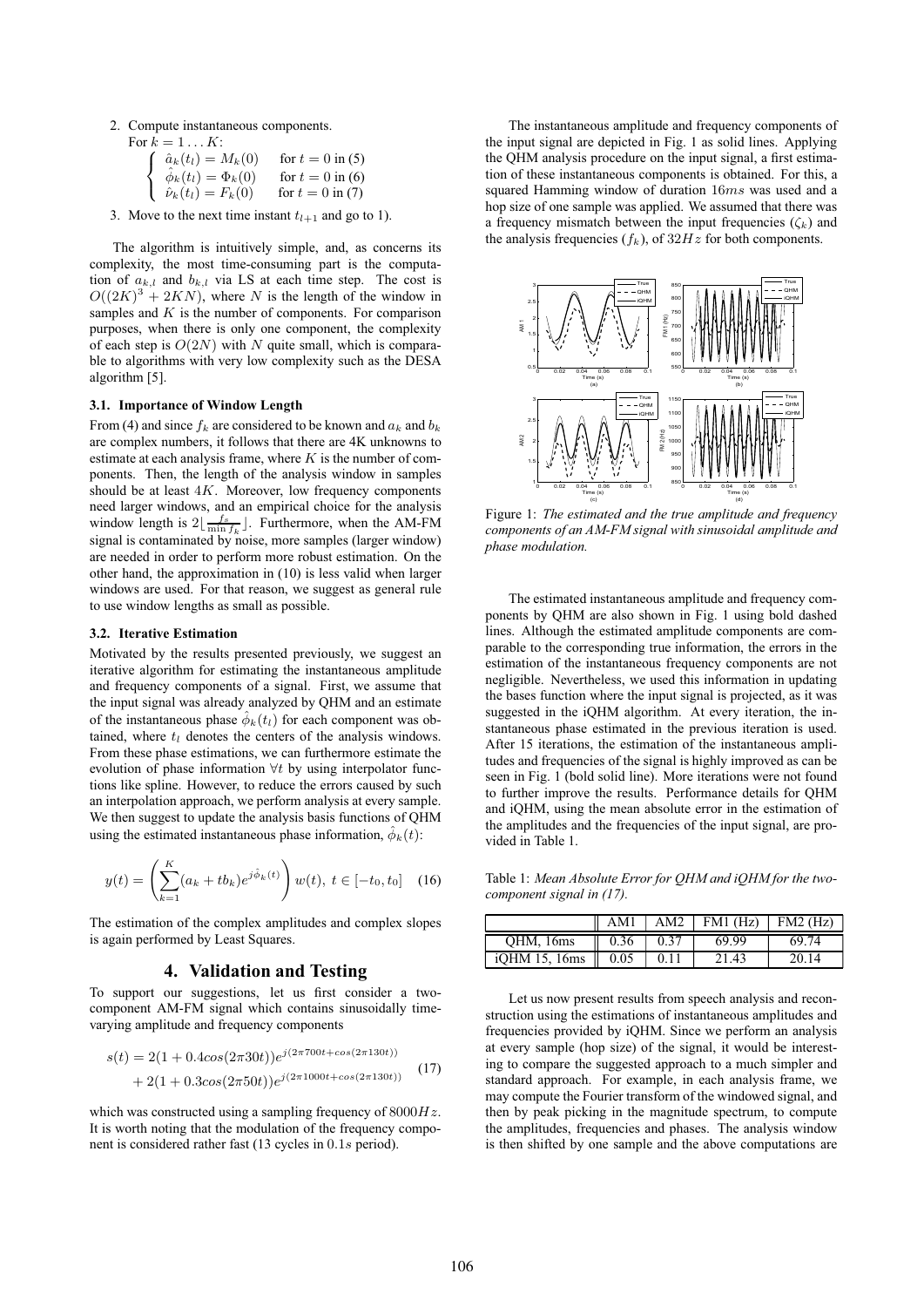2. Compute instantaneous components.

   For $k = 1 \dots K$:

$$\begin{cases} \hat{a}_k(t_l) = M_k(0) & \text{for } t = 0 \text{ in (5)} \\ \hat{\phi}_k(t_l) = \Phi_k(0) & \text{for } t = 0 \text{ in (6)} \\ \hat{\nu}_k(t_l) = F_k(0) & \text{for } t = 0 \text{ in (7)} \end{cases}$$

3. Move to the next time instant $t_{l+1}$ and go to 1).

The algorithm is intuitively simple, and, as concerns its complexity, the most time-consuming part is the computation of $a_{k,l}$ and $b_{k,l}$ via LS at each time step. The cost is $O((2K)^3 + 2KN)$, where $N$ is the length of the window in samples and $K$ is the number of components. For comparison purposes, when there is only one component, the complexity of each step is $O(2N)$ with $N$ quite small, which is comparable to algorithms with very low complexity such as the DESA algorithm [5].

### 3.1. Importance of Window Length

From (4) and since $f_k$ are considered to be known and $a_k$ and $b_k$ are complex numbers, it follows that there are 4K unknowns to estimate at each analysis frame, where $K$ is the number of components. Then, the length of the analysis window in samples should be at least $4K$. Moreover, low frequency components need larger windows, and an empirical choice for the analysis window length is $2\lfloor \frac{f_s}{\min f_k} \rfloor$. Furthermore, when the AM-FM signal is contaminated by noise, more samples (larger window) are needed in order to perform more robust estimation. On the other hand, the approximation in (10) is less valid when larger windows are used. For that reason, we suggest as general rule to use window lengths as small as possible.

### 3.2. Iterative Estimation

Motivated by the results presented previously, we suggest an iterative algorithm for estimating the instantaneous amplitude and frequency components of a signal. First, we assume that the input signal was already analyzed by QHM and an estimate of the instantaneous phase $\hat{\phi}_k(t_l)$ for each component was obtained, where $t_l$ denotes the centers of the analysis windows. From these phase estimations, we can furthermore estimate the evolution of phase information $\forall t$ by using interpolator functions like spline. However, to reduce the errors caused by such an interpolation approach, we perform analysis at every sample. We then suggest to update the analysis basis functions of QHM using the estimated instantaneous phase information, $\hat{\phi}_k(t)$:

$$y(t) = \left( \sum_{k=1}^{K} (a_k + tb_k) e^{j\hat{\phi}_k(t)} \right) w(t), \; t \in [-t_0, t_0] \quad (16)$$

The estimation of the complex amplitudes and complex slopes is again performed by Least Squares.

## 4. Validation and Testing

To support our suggestions, let us first consider a two-component AM-FM signal which contains sinusoidally time-varying amplitude and frequency components

$$\begin{aligned} s(t) = & \, 2(1 + 0.4cos(2\pi 30t))e^{j(2\pi 700t + cos(2\pi 130t))} \\ & + 2(1 + 0.3cos(2\pi 50t))e^{j(2\pi 1000t + cos(2\pi 130t))} \end{aligned} \quad (17)$$

which was constructed using a sampling frequency of $8000Hz$. It is worth noting that the modulation of the frequency component is considered rather fast (13 cycles in $0.1s$ period).

The instantaneous amplitude and frequency components of the input signal are depicted in Fig. 1 as solid lines. Applying the QHM analysis procedure on the input signal, a first estimation of these instantaneous components is obtained. For this, a squared Hamming window of duration $16ms$ was used and a hop size of one sample was applied. We assumed that there was a frequency mismatch between the input frequencies ($\zeta_k$) and the analysis frequencies ($f_k$), of $32Hz$ for both components.

Figure 1: *The estimated and the true amplitude and frequency components of an AM-FM signal with sinusoidal amplitude and phase modulation.*

The estimated instantaneous amplitude and frequency components by QHM are also shown in Fig. 1 using bold dashed lines. Although the estimated amplitude components are comparable to the corresponding true information, the errors in the estimation of the instantaneous frequency components are not negligible. Nevertheless, we used this information in updating the bases function where the input signal is projected, as it was suggested in the iQHM algorithm. At every iteration, the instantaneous phase estimated in the previous iteration is used. After 15 iterations, the estimation of the instantaneous amplitudes and frequencies of the signal is highly improved as can be seen in Fig. 1 (bold solid line). More iterations were not found to further improve the results. Performance details for QHM and iQHM, using the mean absolute error in the estimation of the amplitudes and the frequencies of the input signal, are provided in Table 1.

Table 1: *Mean Absolute Error for QHM and iQHM for the two-component signal in (17).*

| | AM1 | AM2 | FM1 (Hz) | FM2 (Hz) |
|---|---|---|---|---|
| QHM, 16ms | 0.36 | 0.37 | 69.99 | 69.74 |
| iQHM 15, 16ms | 0.05 | 0.11 | 21.43 | 20.14 |

Let us now present results from speech analysis and reconstruction using the estimations of instantaneous amplitudes and frequencies provided by iQHM. Since we perform an analysis at every sample (hop size) of the signal, it would be interesting to compare the suggested approach to a much simpler and standard approach. For example, in each analysis frame, we may compute the Fourier transform of the windowed signal, and then by peak picking in the magnitude spectrum, to compute the amplitudes, frequencies and phases. The analysis window is then shifted by one sample and the above computations are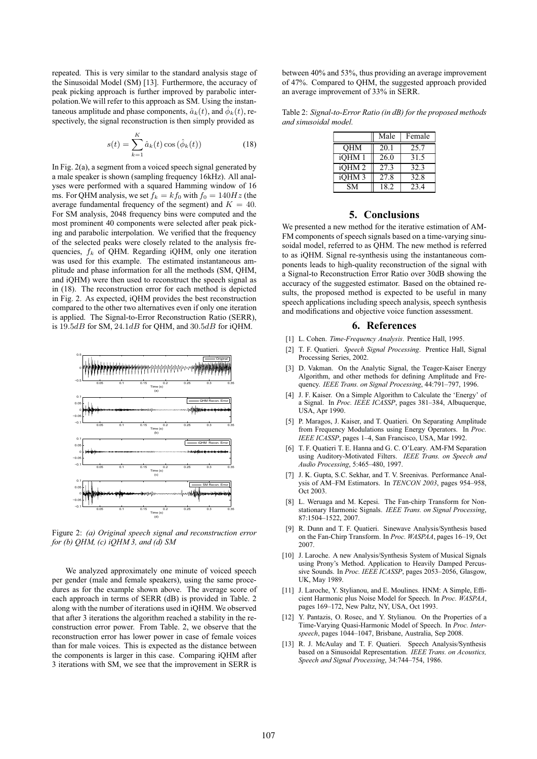repeated. This is very similar to the standard analysis stage of the Sinusoidal Model (SM) [13]. Furthermore, the accuracy of peak picking approach is further improved by parabolic interpolation.We will refer to this approach as SM. Using the instantaneous amplitude and phase components, $\hat{a}_k(t)$, and $\hat{\phi}_k(t)$, respectively, the signal reconstruction is then simply provided as

$$s(t) = \sum_{k=1}^{K} \hat{a}_k(t) \cos\left(\hat{\phi}_k(t)\right) \tag{18}$$

In Fig. 2(a), a segment from a voiced speech signal generated by a male speaker is shown (sampling frequency 16kHz). All analyses were performed with a squared Hamming window of 16 ms. For QHM analysis, we set $f_k = kf_0$ with $f_0 = 140Hz$ (the average fundamental frequency of the segment) and $K = 40$. For SM analysis, 2048 frequency bins were computed and the most prominent 40 components were selected after peak picking and parabolic interpolation. We verified that the frequency of the selected peaks were closely related to the analysis frequencies, $f_k$ of QHM. Regarding iQHM, only one iteration was used for this example. The estimated instantaneous amplitude and phase information for all the methods (SM, QHM, and iQHM) were then used to reconstruct the speech signal as in (18). The reconstruction error for each method is depicted in Fig. 2. As expected, iQHM provides the best reconstruction compared to the other two alternatives even if only one iteration is applied. The Signal-to-Error Reconstruction Ratio (SERR), is $19.5dB$ for SM, $24.1dB$ for QHM, and $30.5dB$ for iQHM.

Original
Time (s)
(a)
QHM Recon. Error
Time (s)
(b)
iQHM Recon. Error
Time (s)
(c)
SM Recon. Error
Time (s)
(d)

Figure 2: *(a) Original speech signal and reconstruction error for (b) QHM, (c) iQHM 3, and (d) SM*

We analyzed approximately one minute of voiced speech per gender (male and female speakers), using the same procedures as for the example shown above. The average score of each approach in terms of SERR (dB) is provided in Table. 2 along with the number of iterations used in iQHM. We observed that after 3 iterations the algorithm reached a stability in the reconstruction error power. From Table. 2, we observe that the reconstruction error has lower power in case of female voices than for male voices. This is expected as the distance between the components is larger in this case. Comparing iQHM after 3 iterations with SM, we see that the improvement in SERR is between 40% and 53%, thus providing an average improvement of 47%. Compared to QHM, the suggested approach provided an average improvement of 33% in SERR.

Table 2: *Signal-to-Error Ratio (in dB) for the proposed methods and sinusoidal model.*

| | Male | Female |
|---|---|---|
| QHM | 20.1 | 25.7 |
| iQHM 1 | 26.0 | 31.5 |
| iQHM 2 | 27.3 | 32.3 |
| iQHM 3 | 27.8 | 32.8 |
| SM | 18.2 | 23.4 |

## 5. Conclusions

We presented a new method for the iterative estimation of AM-FM components of speech signals based on a time-varying sinusoidal model, referred to as QHM. The new method is referred to as iQHM. Signal re-synthesis using the instantaneous components leads to high-quality reconstruction of the signal with a Signal-to Reconstruction Error Ratio over 30dB showing the accuracy of the suggested estimator. Based on the obtained results, the proposed method is expected to be useful in many speech applications including speech analysis, speech synthesis and modifications and objective voice function assessment.

## 6. References

[1] L. Cohen. *Time-Frequency Analysis*. Prentice Hall, 1995.

[2] T. F. Quatieri. *Speech Signal Processing*. Prentice Hall, Signal Processing Series, 2002.

[3] D. Vakman. On the Analytic Signal, the Teager-Kaiser Energy Algorithm, and other methods for defining Amplitude and Frequency. *IEEE Trans. on Signal Processing*, 44:791–797, 1996.

[4] J. F. Kaiser. On a Simple Algorithm to Calculate the 'Energy' of a Signal. In *Proc. IEEE ICASSP*, pages 381–384, Albuquerque, USA, Apr 1990.

[5] P. Maragos, J. Kaiser, and T. Quatieri. On Separating Amplitude from Frequency Modulations using Energy Operators. In *Proc. IEEE ICASSP*, pages 1–4, San Francisco, USA, Mar 1992.

[6] T. F. Quatieri T. E. Hanna and G. C. O'Leary. AM-FM Separation using Auditory-Motivated Filters. *IEEE Trans. on Speech and Audio Processing*, 5:465–480, 1997.

[7] J. K. Gupta, S.C. Sekhar, and T. V. Sreenivas. Performance Analysis of AM–FM Estimators. In *TENCON 2003*, pages 954–958, Oct 2003.

[8] L. Weruaga and M. Kepesi. The Fan-chirp Transform for Nonstationary Harmonic Signals. *IEEE Trans. on Signal Processing*, 87:1504–1522, 2007.

[9] R. Dunn and T. F. Quatieri. Sinewave Analysis/Synthesis based on the Fan-Chirp Transform. In *Proc. WASPAA*, pages 16–19, Oct 2007.

[10] J. Laroche. A new Analysis/Synthesis System of Musical Signals using Prony's Method. Application to Heavily Damped Percussive Sounds. In *Proc. IEEE ICASSP*, pages 2053–2056, Glasgow, UK, May 1989.

[11] J. Laroche, Y. Stylianou, and E. Moulines. HNM: A Simple, Efficient Harmonic plus Noise Model for Speech. In *Proc. WASPAA*, pages 169–172, New Paltz, NY, USA, Oct 1993.

[12] Y. Pantazis, O. Rosec, and Y. Stylianou. On the Properties of a Time-Varying Quasi-Harmonic Model of Speech. In *Proc. Interspeech*, pages 1044–1047, Brisbane, Australia, Sep 2008.

[13] R. J. McAulay and T. F. Quatieri. Speech Analysis/Synthesis based on a Sinusoidal Representation. *IEEE Trans. on Acoustics, Speech and Signal Processing*, 34:744–754, 1986.